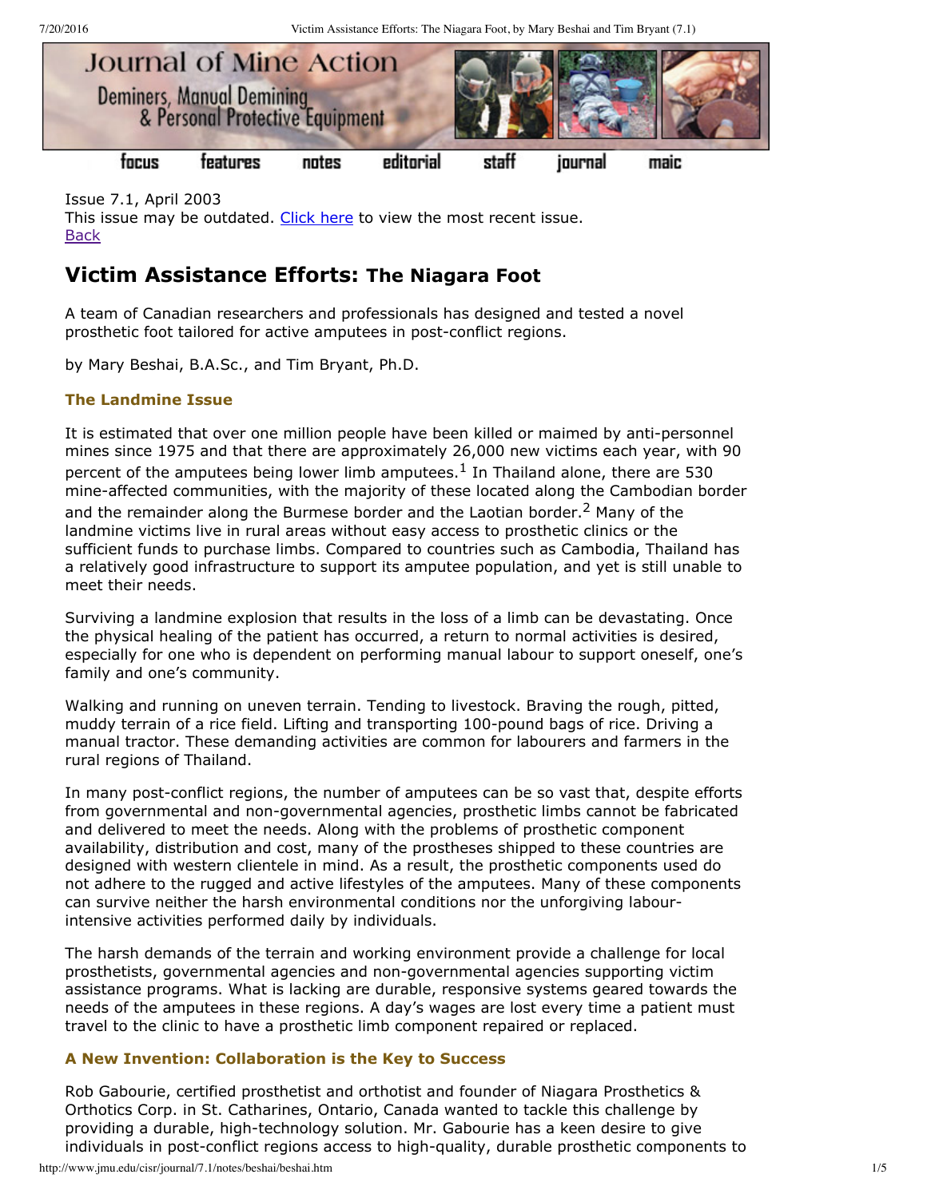Issue 7.1, April 2003
This issue may be outdated. Click here to view the most recent issue.
Back

# Victim Assistance Efforts: The Niagara Foot

A team of Canadian researchers and professionals has designed and tested a novel prosthetic foot tailored for active amputees in post-conflict regions.

by Mary Beshai, B.A.Sc., and Tim Bryant, Ph.D.

### The Landmine Issue

It is estimated that over one million people have been killed or maimed by anti-personnel mines since 1975 and that there are approximately 26,000 new victims each year, with 90 percent of the amputees being lower limb amputees.[1] In Thailand alone, there are 530 mine-affected communities, with the majority of these located along the Cambodian border and the remainder along the Burmese border and the Laotian border.[2] Many of the landmine victims live in rural areas without easy access to prosthetic clinics or the sufficient funds to purchase limbs. Compared to countries such as Cambodia, Thailand has a relatively good infrastructure to support its amputee population, and yet is still unable to meet their needs.

Surviving a landmine explosion that results in the loss of a limb can be devastating. Once the physical healing of the patient has occurred, a return to normal activities is desired, especially for one who is dependent on performing manual labour to support oneself, one's family and one's community.

Walking and running on uneven terrain. Tending to livestock. Braving the rough, pitted, muddy terrain of a rice field. Lifting and transporting 100-pound bags of rice. Driving a manual tractor. These demanding activities are common for labourers and farmers in the rural regions of Thailand.

In many post-conflict regions, the number of amputees can be so vast that, despite efforts from governmental and non-governmental agencies, prosthetic limbs cannot be fabricated and delivered to meet the needs. Along with the problems of prosthetic component availability, distribution and cost, many of the prostheses shipped to these countries are designed with western clientele in mind. As a result, the prosthetic components used do not adhere to the rugged and active lifestyles of the amputees. Many of these components can survive neither the harsh environmental conditions nor the unforgiving labour-intensive activities performed daily by individuals.

The harsh demands of the terrain and working environment provide a challenge for local prosthetists, governmental agencies and non-governmental agencies supporting victim assistance programs. What is lacking are durable, responsive systems geared towards the needs of the amputees in these regions. A day's wages are lost every time a patient must travel to the clinic to have a prosthetic limb component repaired or replaced.

### A New Invention: Collaboration is the Key to Success

Rob Gabourie, certified prosthetist and orthotist and founder of Niagara Prosthetics & Orthotics Corp. in St. Catharines, Ontario, Canada wanted to tackle this challenge by providing a durable, high-technology solution. Mr. Gabourie has a keen desire to give individuals in post-conflict regions access to high-quality, durable prosthetic components to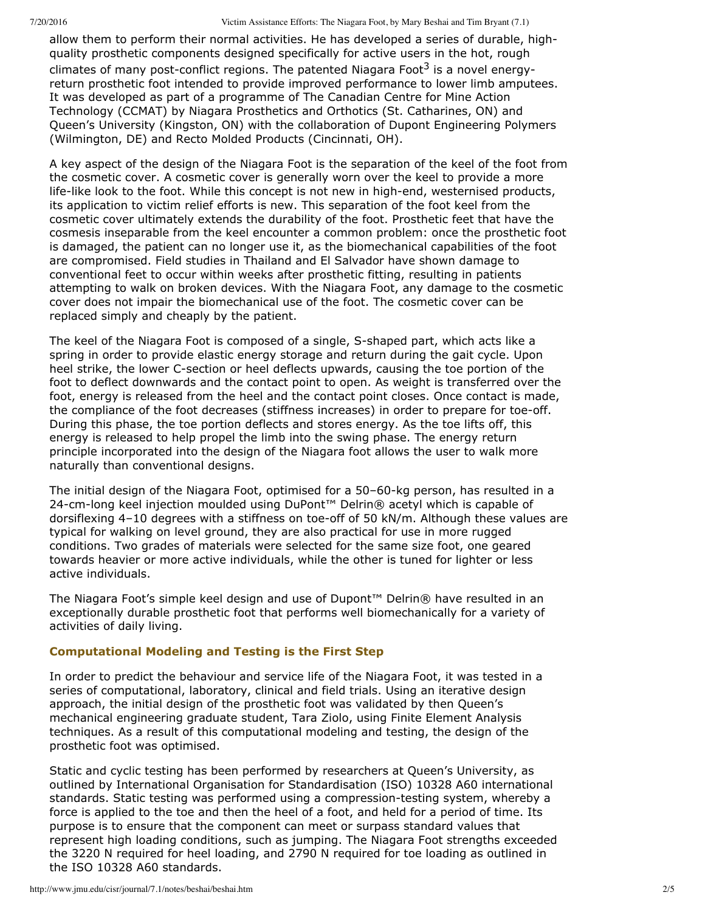allow them to perform their normal activities. He has developed a series of durable, high-quality prosthetic components designed specifically for active users in the hot, rough climates of many post-conflict regions. The patented Niagara Foot[3] is a novel energy-return prosthetic foot intended to provide improved performance to lower limb amputees. It was developed as part of a programme of The Canadian Centre for Mine Action Technology (CCMAT) by Niagara Prosthetics and Orthotics (St. Catharines, ON) and Queen's University (Kingston, ON) with the collaboration of Dupont Engineering Polymers (Wilmington, DE) and Recto Molded Products (Cincinnati, OH).

A key aspect of the design of the Niagara Foot is the separation of the keel of the foot from the cosmetic cover. A cosmetic cover is generally worn over the keel to provide a more life-like look to the foot. While this concept is not new in high-end, westernised products, its application to victim relief efforts is new. This separation of the foot keel from the cosmetic cover ultimately extends the durability of the foot. Prosthetic feet that have the cosmesis inseparable from the keel encounter a common problem: once the prosthetic foot is damaged, the patient can no longer use it, as the biomechanical capabilities of the foot are compromised. Field studies in Thailand and El Salvador have shown damage to conventional feet to occur within weeks after prosthetic fitting, resulting in patients attempting to walk on broken devices. With the Niagara Foot, any damage to the cosmetic cover does not impair the biomechanical use of the foot. The cosmetic cover can be replaced simply and cheaply by the patient.

The keel of the Niagara Foot is composed of a single, S-shaped part, which acts like a spring in order to provide elastic energy storage and return during the gait cycle. Upon heel strike, the lower C-section or heel deflects upwards, causing the toe portion of the foot to deflect downwards and the contact point to open. As weight is transferred over the foot, energy is released from the heel and the contact point closes. Once contact is made, the compliance of the foot decreases (stiffness increases) in order to prepare for toe-off. During this phase, the toe portion deflects and stores energy. As the toe lifts off, this energy is released to help propel the limb into the swing phase. The energy return principle incorporated into the design of the Niagara foot allows the user to walk more naturally than conventional designs.

The initial design of the Niagara Foot, optimised for a 50–60-kg person, has resulted in a 24-cm-long keel injection moulded using DuPont™ Delrin® acetyl which is capable of dorsiflexing 4–10 degrees with a stiffness on toe-off of 50 kN/m. Although these values are typical for walking on level ground, they are also practical for use in more rugged conditions. Two grades of materials were selected for the same size foot, one geared towards heavier or more active individuals, while the other is tuned for lighter or less active individuals.

The Niagara Foot's simple keel design and use of Dupont™ Delrin® have resulted in an exceptionally durable prosthetic foot that performs well biomechanically for a variety of activities of daily living.

### Computational Modeling and Testing is the First Step

In order to predict the behaviour and service life of the Niagara Foot, it was tested in a series of computational, laboratory, clinical and field trials. Using an iterative design approach, the initial design of the prosthetic foot was validated by then Queen's mechanical engineering graduate student, Tara Ziolo, using Finite Element Analysis techniques. As a result of this computational modeling and testing, the design of the prosthetic foot was optimised.

Static and cyclic testing has been performed by researchers at Queen's University, as outlined by International Organisation for Standardisation (ISO) 10328 A60 international standards. Static testing was performed using a compression-testing system, whereby a force is applied to the toe and then the heel of a foot, and held for a period of time. Its purpose is to ensure that the component can meet or surpass standard values that represent high loading conditions, such as jumping. The Niagara Foot strengths exceeded the 3220 N required for heel loading, and 2790 N required for toe loading as outlined in the ISO 10328 A60 standards.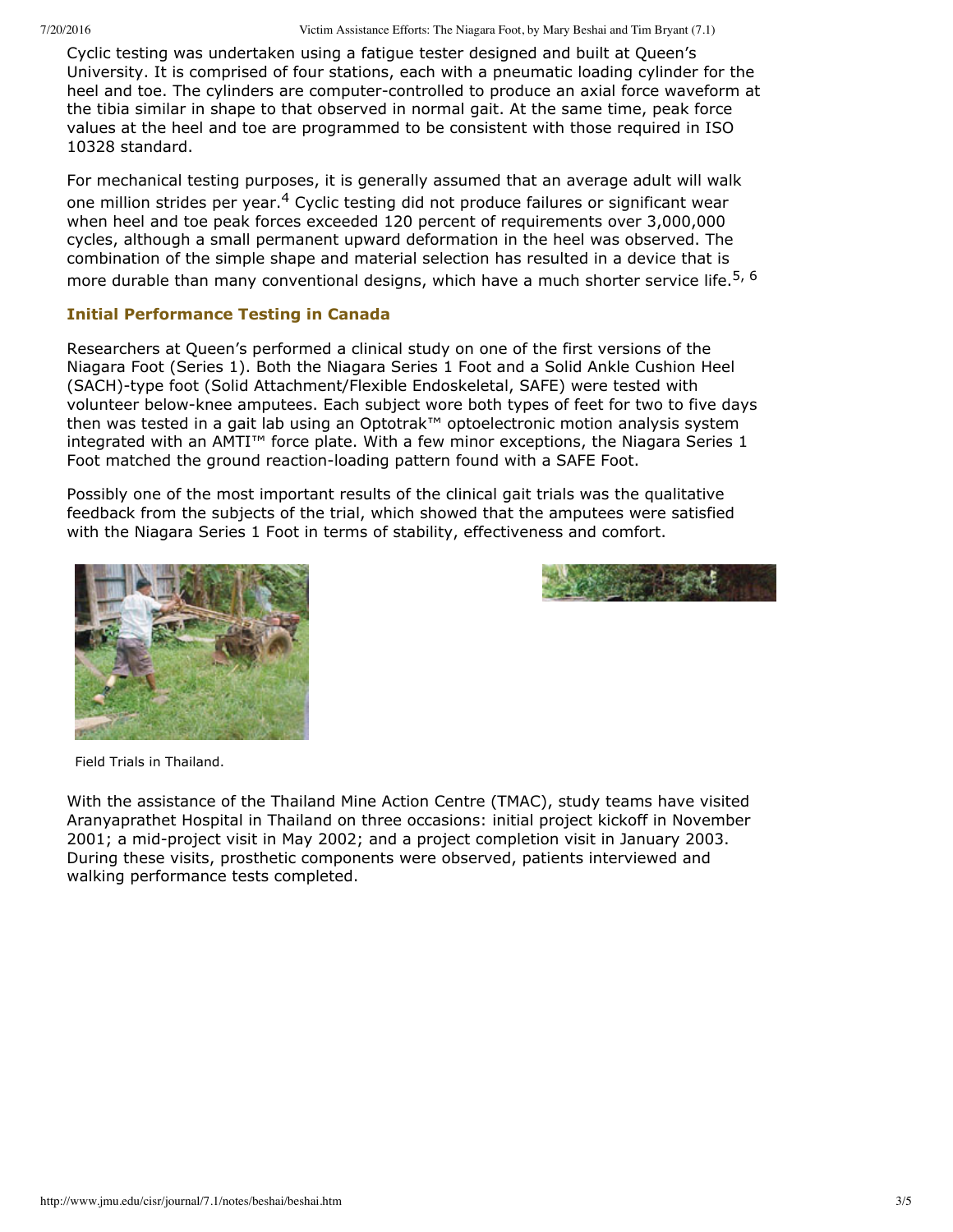Cyclic testing was undertaken using a fatigue tester designed and built at Queen's University. It is comprised of four stations, each with a pneumatic loading cylinder for the heel and toe. The cylinders are computer-controlled to produce an axial force waveform at the tibia similar in shape to that observed in normal gait. At the same time, peak force values at the heel and toe are programmed to be consistent with those required in ISO 10328 standard.

For mechanical testing purposes, it is generally assumed that an average adult will walk one million strides per year.[4] Cyclic testing did not produce failures or significant wear when heel and toe peak forces exceeded 120 percent of requirements over 3,000,000 cycles, although a small permanent upward deformation in the heel was observed. The combination of the simple shape and material selection has resulted in a device that is more durable than many conventional designs, which have a much shorter service life.[5, 6]

### Initial Performance Testing in Canada

Researchers at Queen's performed a clinical study on one of the first versions of the Niagara Foot (Series 1). Both the Niagara Series 1 Foot and a Solid Ankle Cushion Heel (SACH)-type foot (Solid Attachment/Flexible Endoskeletal, SAFE) were tested with volunteer below-knee amputees. Each subject wore both types of feet for two to five days then was tested in a gait lab using an Optotrak™ optoelectronic motion analysis system integrated with an AMTI™ force plate. With a few minor exceptions, the Niagara Series 1 Foot matched the ground reaction-loading pattern found with a SAFE Foot.

Possibly one of the most important results of the clinical gait trials was the qualitative feedback from the subjects of the trial, which showed that the amputees were satisfied with the Niagara Series 1 Foot in terms of stability, effectiveness and comfort.

Field Trials in Thailand.

With the assistance of the Thailand Mine Action Centre (TMAC), study teams have visited Aranyaprathet Hospital in Thailand on three occasions: initial project kickoff in November 2001; a mid-project visit in May 2002; and a project completion visit in January 2003. During these visits, prosthetic components were observed, patients interviewed and walking performance tests completed.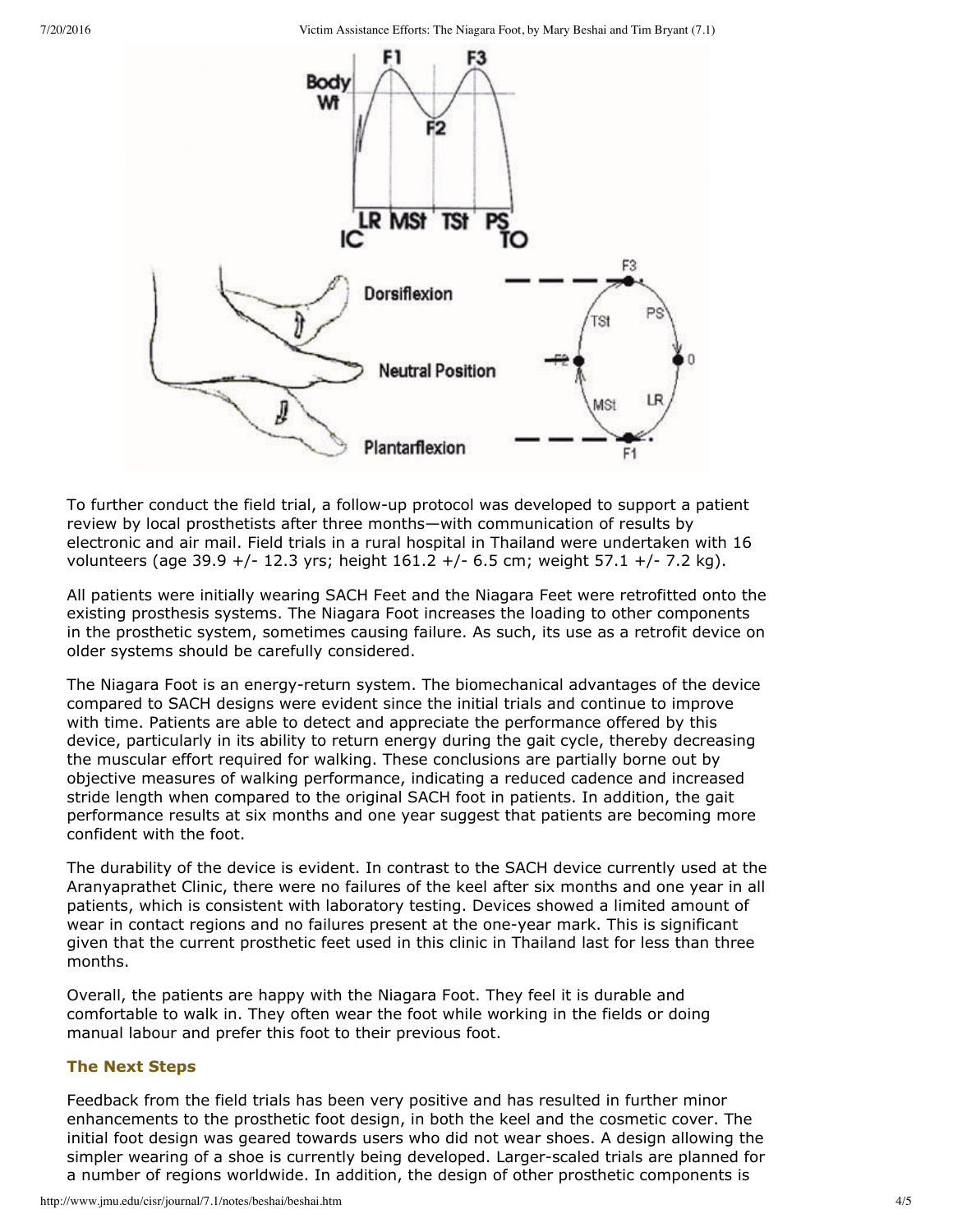To further conduct the field trial, a follow-up protocol was developed to support a patient review by local prosthetists after three months—with communication of results by electronic and air mail. Field trials in a rural hospital in Thailand were undertaken with 16 volunteers (age 39.9 +/- 12.3 yrs; height 161.2 +/- 6.5 cm; weight 57.1 +/- 7.2 kg).

All patients were initially wearing SACH Feet and the Niagara Feet were retrofitted onto the existing prosthesis systems. The Niagara Foot increases the loading to other components in the prosthetic system, sometimes causing failure. As such, its use as a retrofit device on older systems should be carefully considered.

The Niagara Foot is an energy-return system. The biomechanical advantages of the device compared to SACH designs were evident since the initial trials and continue to improve with time. Patients are able to detect and appreciate the performance offered by this device, particularly in its ability to return energy during the gait cycle, thereby decreasing the muscular effort required for walking. These conclusions are partially borne out by objective measures of walking performance, indicating a reduced cadence and increased stride length when compared to the original SACH foot in patients. In addition, the gait performance results at six months and one year suggest that patients are becoming more confident with the foot.

The durability of the device is evident. In contrast to the SACH device currently used at the Aranyaprathet Clinic, there were no failures of the keel after six months and one year in all patients, which is consistent with laboratory testing. Devices showed a limited amount of wear in contact regions and no failures present at the one-year mark. This is significant given that the current prosthetic feet used in this clinic in Thailand last for less than three months.

Overall, the patients are happy with the Niagara Foot. They feel it is durable and comfortable to walk in. They often wear the foot while working in the fields or doing manual labour and prefer this foot to their previous foot.

### The Next Steps

Feedback from the field trials has been very positive and has resulted in further minor enhancements to the prosthetic foot design, in both the keel and the cosmetic cover. The initial foot design was geared towards users who did not wear shoes. A design allowing the simpler wearing of a shoe is currently being developed. Larger-scaled trials are planned for a number of regions worldwide. In addition, the design of other prosthetic components is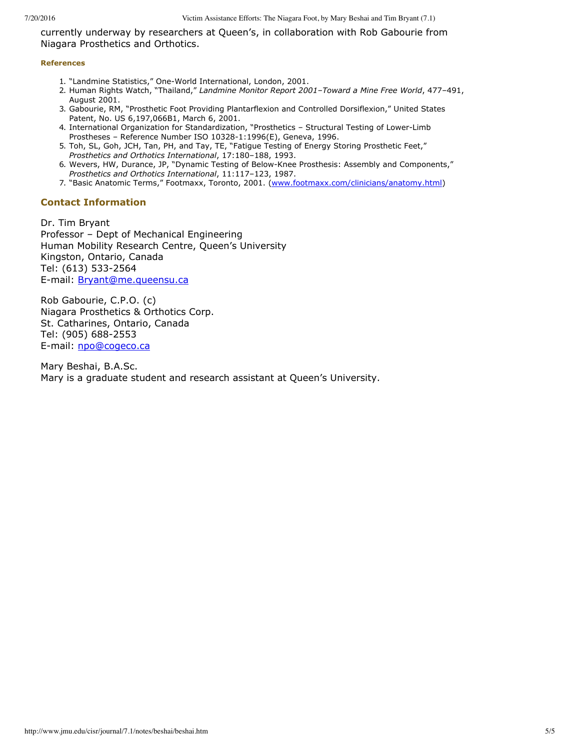currently underway by researchers at Queen's, in collaboration with Rob Gabourie from Niagara Prosthetics and Orthotics.

**References**

1. "Landmine Statistics," One-World International, London, 2001.
2. Human Rights Watch, "Thailand," *Landmine Monitor Report 2001–Toward a Mine Free World*, 477–491, August 2001.
3. Gabourie, RM, "Prosthetic Foot Providing Plantarflexion and Controlled Dorsiflexion," United States Patent, No. US 6,197,066B1, March 6, 2001.
4. International Organization for Standardization, "Prosthetics – Structural Testing of Lower-Limb Prostheses – Reference Number ISO 10328-1:1996(E), Geneva, 1996.
5. Toh, SL, Goh, JCH, Tan, PH, and Tay, TE, "Fatigue Testing of Energy Storing Prosthetic Feet," *Prosthetics and Orthotics International*, 17:180–188, 1993.
6. Wevers, HW, Durance, JP, "Dynamic Testing of Below-Knee Prosthesis: Assembly and Components," *Prosthetics and Orthotics International*, 11:117–123, 1987.
7. "Basic Anatomic Terms," Footmaxx, Toronto, 2001. (www.footmaxx.com/clinicians/anatomy.html)

## Contact Information

Dr. Tim Bryant
Professor – Dept of Mechanical Engineering
Human Mobility Research Centre, Queen's University
Kingston, Ontario, Canada
Tel: (613) 533-2564
E-mail: Bryant@me.queensu.ca

Rob Gabourie, C.P.O. (c)
Niagara Prosthetics & Orthotics Corp.
St. Catharines, Ontario, Canada
Tel: (905) 688-2553
E-mail: npo@cogeco.ca

Mary Beshai, B.A.Sc.
Mary is a graduate student and research assistant at Queen's University.